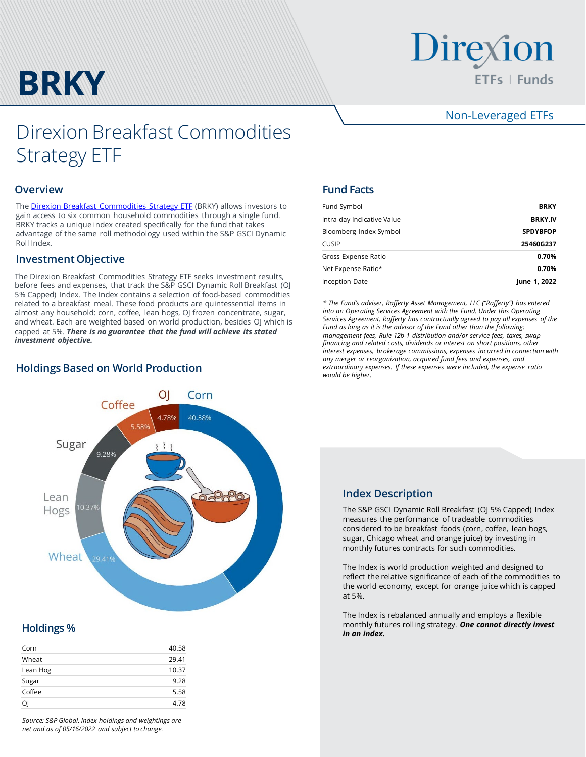# BRKY

Direxion ETFs | Funds

Non-Leveraged ETFs

# Direxion Breakfast Commodities Strategy ETF

## Overview

The [Direxion Breakfast Commodities Strategy ETF](#) (BRKY) allows investors to gain access to six common household commodities through a single fund. BRKY tracks a unique index created specifically for the fund that takes advantage of the same roll methodology used within the S&P GSCI Dynamic Roll Index.

## Investment Objective

The Direxion Breakfast Commodities Strategy ETF seeks investment results, before fees and expenses, that track the S&P GSCI Dynamic Roll Breakfast (OJ 5% Capped) Index. The Index contains a selection of food-based commodities related to a breakfast meal. These food products are quintessential items in almost any household: corn, coffee, lean hogs, OJ frozen concentrate, sugar, and wheat. Each are weighted based on world production, besides OJ which is capped at 5%. ***There is no guarantee that the fund will achieve its stated investment objective.***

## Holdings Based on World Production

Corn 40.58%, Wheat 29.41%, Lean Hogs 10.37%, Sugar 9.28%, Coffee 5.58%, OJ 4.78%

## Holdings %

| Holding | % |
|---|---|
| Corn | 40.58 |
| Wheat | 29.41 |
| Lean Hog | 10.37 |
| Sugar | 9.28 |
| Coffee | 5.58 |
| OJ | 4.78 |

*Source: S&P Global. Index holdings and weightings are net and as of 05/16/2022 and subject to change.*

## Fund Facts

| | |
|---|---|
| Fund Symbol | **BRKY** |
| Intra-day Indicative Value | **BRKY.IV** |
| Bloomberg Index Symbol | **SPDYBFOP** |
| CUSIP | **25460G237** |
| Gross Expense Ratio | **0.70%** |
| Net Expense Ratio* | **0.70%** |
| Inception Date | **June 1, 2022** |

*\* The Fund's adviser, Rafferty Asset Management, LLC ("Rafferty") has entered into an Operating Services Agreement with the Fund. Under this Operating Services Agreement, Rafferty has contractually agreed to pay all expenses of the Fund as long as it is the advisor of the Fund other than the following: management fees, Rule 12b-1 distribution and/or service fees, taxes, swap financing and related costs, dividends or interest on short positions, other interest expenses, brokerage commissions, expenses incurred in connection with any merger or reorganization, acquired fund fees and expenses, and extraordinary expenses. If these expenses were included, the expense ratio would be higher.*

## Index Description

The S&P GSCI Dynamic Roll Breakfast (OJ 5% Capped) Index measures the performance of tradeable commodities considered to be breakfast foods (corn, coffee, lean hogs, sugar, Chicago wheat and orange juice) by investing in monthly futures contracts for such commodities.

The Index is world production weighted and designed to reflect the relative significance of each of the commodities to the world economy, except for orange juice which is capped at 5%.

The Index is rebalanced annually and employs a flexible monthly futures rolling strategy. ***One cannot directly invest in an index.***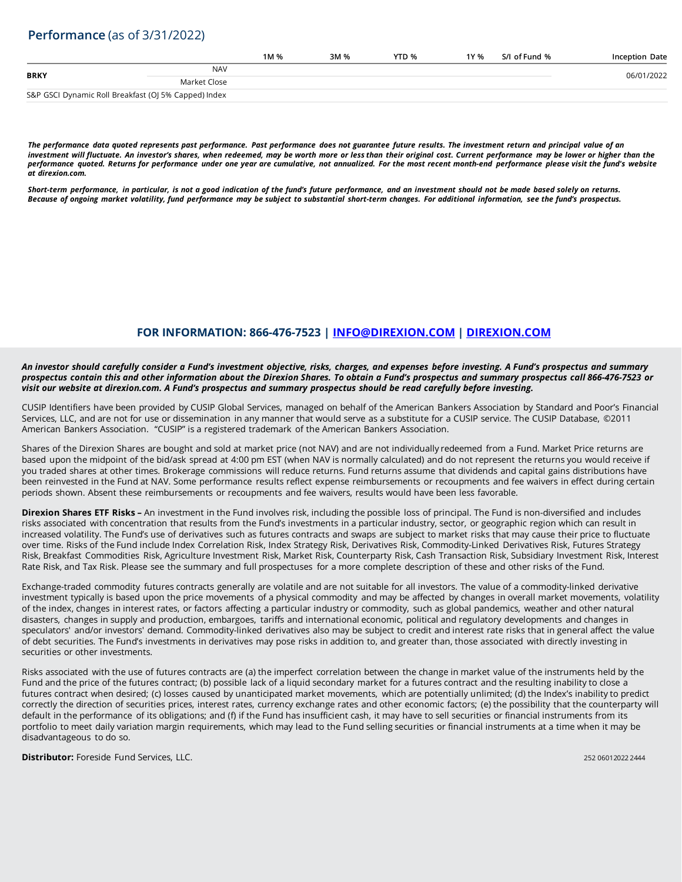## Performance (as of 3/31/2022)

| | | 1M % | 3M % | YTD % | 1Y % | S/I of Fund % | Inception Date |
|---|---|---|---|---|---|---|---|
| **BRKY** | NAV | | | | | | 06/01/2022 |
| | Market Close | | | | | | |
| S&P GSCI Dynamic Roll Breakfast (OJ 5% Capped) Index | | | | | | | |

***The performance data quoted represents past performance. Past performance does not guarantee future results. The investment return and principal value of an investment will fluctuate. An investor's shares, when redeemed, may be worth more or less than their original cost. Current performance may be lower or higher than the performance quoted. Returns for performance under one year are cumulative, not annualized. For the most recent month-end performance please visit the fund's website at direxion.com.***

***Short-term performance, in particular, is not a good indication of the fund's future performance, and an investment should not be made based solely on returns. Because of ongoing market volatility, fund performance may be subject to substantial short-term changes. For additional information, see the fund's prospectus.***

**FOR INFORMATION: 866-476-7523 | INFO@DIREXION.COM | DIREXION.COM**

***An investor should carefully consider a Fund's investment objective, risks, charges, and expenses before investing. A Fund's prospectus and summary prospectus contain this and other information about the Direxion Shares. To obtain a Fund's prospectus and summary prospectus call 866-476-7523 or visit our website at direxion.com. A Fund's prospectus and summary prospectus should be read carefully before investing.***

CUSIP Identifiers have been provided by CUSIP Global Services, managed on behalf of the American Bankers Association by Standard and Poor's Financial Services, LLC, and are not for use or dissemination in any manner that would serve as a substitute for a CUSIP service. The CUSIP Database, ©2011 American Bankers Association. "CUSIP" is a registered trademark of the American Bankers Association.

Shares of the Direxion Shares are bought and sold at market price (not NAV) and are not individually redeemed from a Fund. Market Price returns are based upon the midpoint of the bid/ask spread at 4:00 pm EST (when NAV is normally calculated) and do not represent the returns you would receive if you traded shares at other times. Brokerage commissions will reduce returns. Fund returns assume that dividends and capital gains distributions have been reinvested in the Fund at NAV. Some performance results reflect expense reimbursements or recoupments and fee waivers in effect during certain periods shown. Absent these reimbursements or recoupments and fee waivers, results would have been less favorable.

**Direxion Shares ETF Risks –** An investment in the Fund involves risk, including the possible loss of principal. The Fund is non-diversified and includes risks associated with concentration that results from the Fund's investments in a particular industry, sector, or geographic region which can result in increased volatility. The Fund's use of derivatives such as futures contracts and swaps are subject to market risks that may cause their price to fluctuate over time. Risks of the Fund include Index Correlation Risk, Index Strategy Risk, Derivatives Risk, Commodity-Linked Derivatives Risk, Futures Strategy Risk, Breakfast Commodities Risk, Agriculture Investment Risk, Market Risk, Counterparty Risk, Cash Transaction Risk, Subsidiary Investment Risk, Interest Rate Risk, and Tax Risk. Please see the summary and full prospectuses for a more complete description of these and other risks of the Fund.

Exchange-traded commodity futures contracts generally are volatile and are not suitable for all investors. The value of a commodity-linked derivative investment typically is based upon the price movements of a physical commodity and may be affected by changes in overall market movements, volatility of the index, changes in interest rates, or factors affecting a particular industry or commodity, such as global pandemics, weather and other natural disasters, changes in supply and production, embargoes, tariffs and international economic, political and regulatory developments and changes in speculators' and/or investors' demand. Commodity-linked derivatives also may be subject to credit and interest rate risks that in general affect the value of debt securities. The Fund's investments in derivatives may pose risks in addition to, and greater than, those associated with directly investing in securities or other investments.

Risks associated with the use of futures contracts are (a) the imperfect correlation between the change in market value of the instruments held by the Fund and the price of the futures contract; (b) possible lack of a liquid secondary market for a futures contract and the resulting inability to close a futures contract when desired; (c) losses caused by unanticipated market movements, which are potentially unlimited; (d) the Index's inability to predict correctly the direction of securities prices, interest rates, currency exchange rates and other economic factors; (e) the possibility that the counterparty will default in the performance of its obligations; and (f) if the Fund has insufficient cash, it may have to sell securities or financial instruments from its portfolio to meet daily variation margin requirements, which may lead to the Fund selling securities or financial instruments at a time when it may be disadvantageous to do so.

**Distributor:** Foreside Fund Services, LLC.

252 06012022 2444